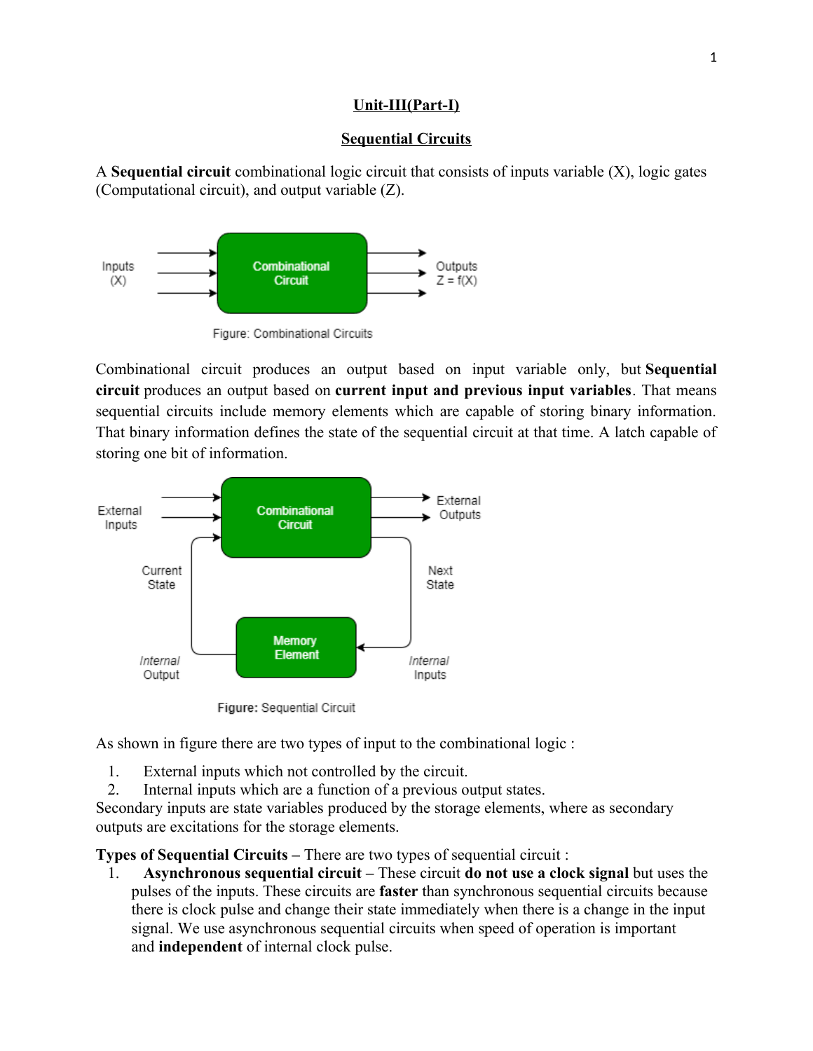**Unit-III(Part-I)**

**Sequential Circuits**

A **Sequential circuit** combinational logic circuit that consists of inputs variable (X), logic gates (Computational circuit), and output variable (Z).

Figure: Combinational Circuits

Combinational circuit produces an output based on input variable only, but **Sequential circuit** produces an output based on **current input and previous input variables**. That means sequential circuits include memory elements which are capable of storing binary information. That binary information defines the state of the sequential circuit at that time. A latch capable of storing one bit of information.

**Figure:** Sequential Circuit

As shown in figure there are two types of input to the combinational logic :

1. External inputs which not controlled by the circuit.
2. Internal inputs which are a function of a previous output states.

Secondary inputs are state variables produced by the storage elements, where as secondary outputs are excitations for the storage elements.

**Types of Sequential Circuits –** There are two types of sequential circuit :

1. **Asynchronous sequential circuit –** These circuit **do not use a clock signal** but uses the pulses of the inputs. These circuits are **faster** than synchronous sequential circuits because there is clock pulse and change their state immediately when there is a change in the input signal. We use asynchronous sequential circuits when speed of operation is important and **independent** of internal clock pulse.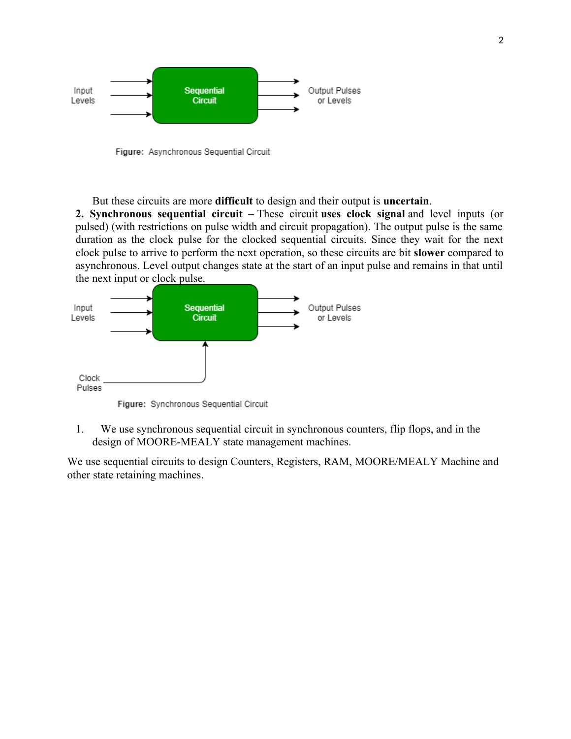Input Levels

Sequential Circuit

Output Pulses or Levels

**Figure:** Asynchronous Sequential Circuit

But these circuits are more **difficult** to design and their output is **uncertain**.

**2. Synchronous sequential circuit –** These circuit **uses clock signal** and level inputs (or pulsed) (with restrictions on pulse width and circuit propagation). The output pulse is the same duration as the clock pulse for the clocked sequential circuits. Since they wait for the next clock pulse to arrive to perform the next operation, so these circuits are bit **slower** compared to asynchronous. Level output changes state at the start of an input pulse and remains in that until the next input or clock pulse.

Input Levels

Sequential Circuit

Output Pulses or Levels

Clock Pulses

**Figure:** Synchronous Sequential Circuit

1. We use synchronous sequential circuit in synchronous counters, flip flops, and in the design of MOORE-MEALY state management machines.

We use sequential circuits to design Counters, Registers, RAM, MOORE/MEALY Machine and other state retaining machines.